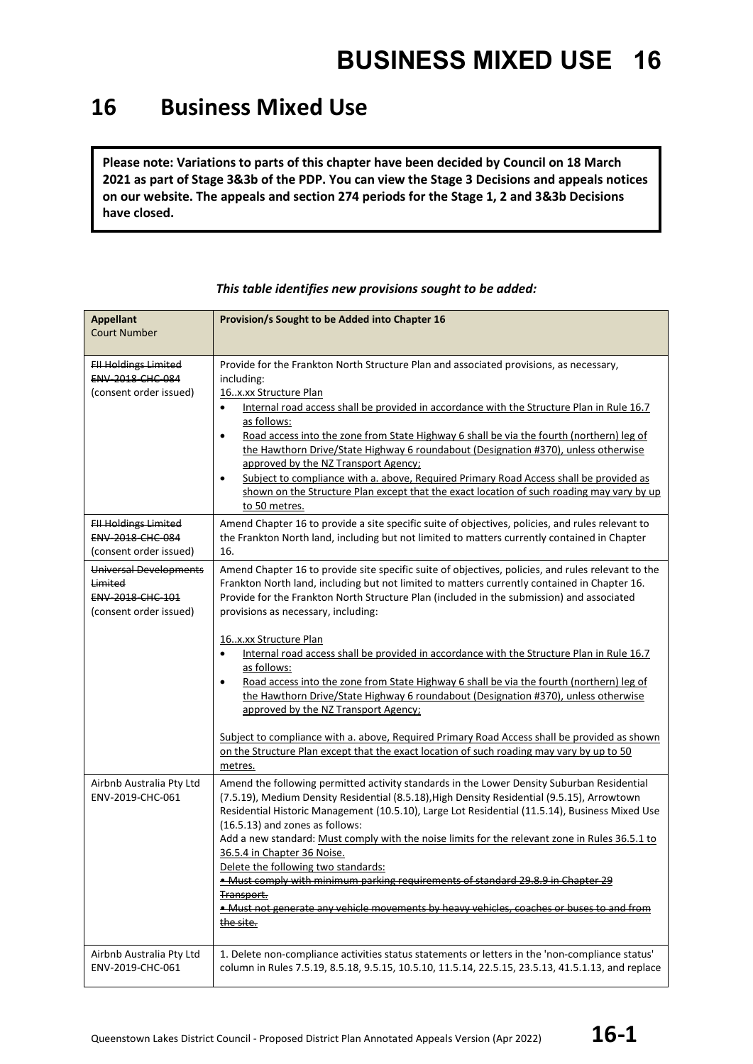# 16 Business Mixed Use

**Please note: Variations to parts of this chapter have been decided by Council on 18 March 2021 as part of Stage 3&3b of the PDP. You can view the Stage 3 Decisions and appeals notices on our website. The appeals and section 274 periods for the Stage 1, 2 and 3&3b Decisions have closed.**

*This table identifies new provisions sought to be added:*

| **Appellant** Court Number | **Provision/s Sought to be Added into Chapter 16** |
|---|---|
| ~~FII Holdings Limited~~ ~~ENV-2018-CHC-084~~ (consent order issued) | Provide for the Frankton North Structure Plan and associated provisions, as necessary, including: <u>16..x.xx Structure Plan</u> • <u>Internal road access shall be provided in accordance with the Structure Plan in Rule 16.7 as follows:</u> • <u>Road access into the zone from State Highway 6 shall be via the fourth (northern) leg of the Hawthorn Drive/State Highway 6 roundabout (Designation #370), unless otherwise approved by the NZ Transport Agency;</u> • <u>Subject to compliance with a. above, Required Primary Road Access shall be provided as shown on the Structure Plan except that the exact location of such roading may vary by up to 50 metres.</u> |
| ~~FII Holdings Limited~~ ~~ENV-2018-CHC-084~~ (consent order issued) | Amend Chapter 16 to provide a site specific suite of objectives, policies, and rules relevant to the Frankton North land, including but not limited to matters currently contained in Chapter 16. |
| ~~Universal Developments Limited~~ ~~ENV-2018-CHC-101~~ (consent order issued) | Amend Chapter 16 to provide site specific suite of objectives, policies, and rules relevant to the Frankton North land, including but not limited to matters currently contained in Chapter 16. Provide for the Frankton North Structure Plan (included in the submission) and associated provisions as necessary, including: <u>16..x.xx Structure Plan</u> • <u>Internal road access shall be provided in accordance with the Structure Plan in Rule 16.7 as follows:</u> • <u>Road access into the zone from State Highway 6 shall be via the fourth (northern) leg of the Hawthorn Drive/State Highway 6 roundabout (Designation #370), unless otherwise approved by the NZ Transport Agency;</u> <u>Subject to compliance with a. above, Required Primary Road Access shall be provided as shown on the Structure Plan except that the exact location of such roading may vary by up to 50 metres.</u> |
| Airbnb Australia Pty Ltd ENV-2019-CHC-061 | Amend the following permitted activity standards in the Lower Density Suburban Residential (7.5.19), Medium Density Residential (8.5.18),High Density Residential (9.5.15), Arrowtown Residential Historic Management (10.5.10), Large Lot Residential (11.5.14), Business Mixed Use (16.5.13) and zones as follows: Add a new standard: <u>Must comply with the noise limits for the relevant zone in Rules 36.5.1 to 36.5.4 in Chapter 36 Noise.</u> <u>Delete the following two standards:</u> ~~• Must comply with minimum parking requirements of standard 29.8.9 in Chapter 29 Transport.~~ ~~• Must not generate any vehicle movements by heavy vehicles, coaches or buses to and from the site.~~ |
| Airbnb Australia Pty Ltd ENV-2019-CHC-061 | 1. Delete non-compliance activities status statements or letters in the 'non-compliance status' column in Rules 7.5.19, 8.5.18, 9.5.15, 10.5.10, 11.5.14, 22.5.15, 23.5.13, 41.5.1.13, and replace |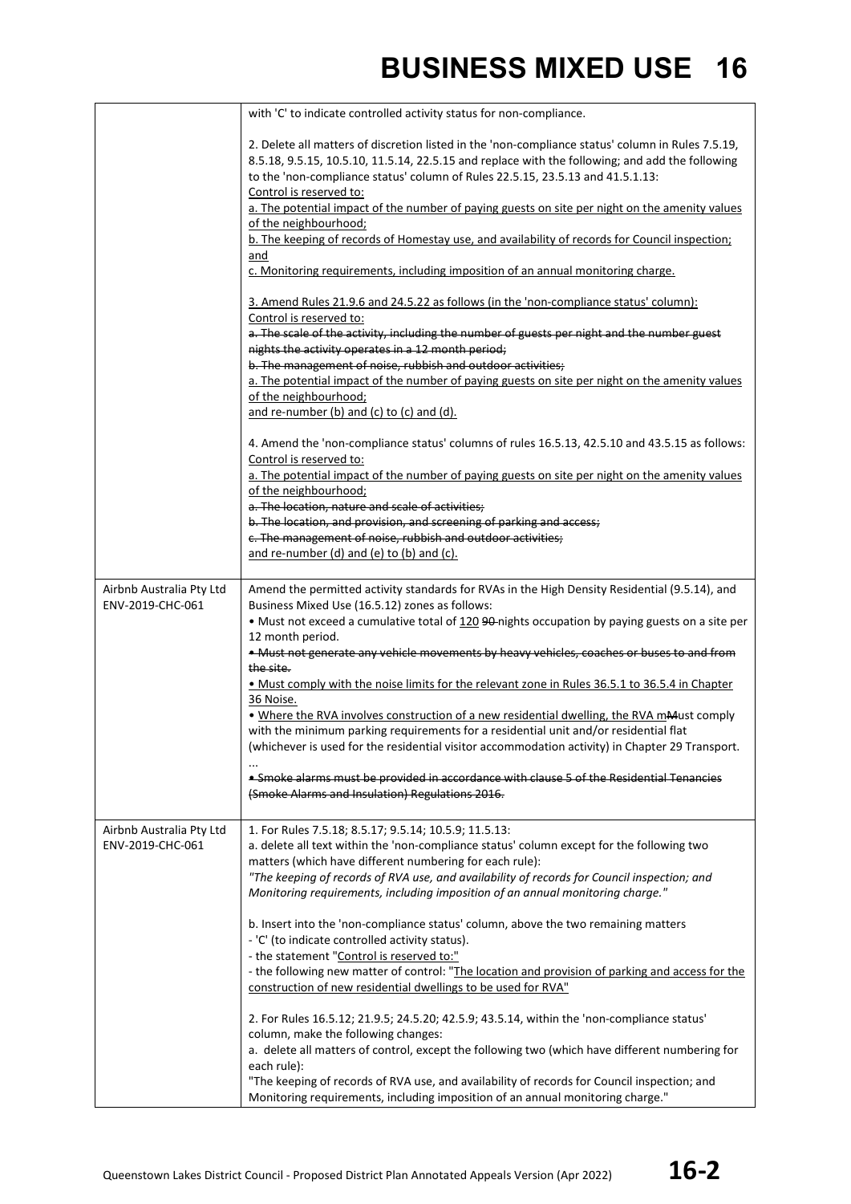| | with 'C' to indicate controlled activity status for non-compliance.<br><br>2. Delete all matters of discretion listed in the 'non-compliance status' column in Rules 7.5.19, 8.5.18, 9.5.15, 10.5.10, 11.5.14, 22.5.15 and replace with the following; and add the following to the 'non-compliance status' column of Rules 22.5.15, 23.5.13 and 41.5.1.13:<br><u>Control is reserved to:</u><br><u>a. The potential impact of the number of paying guests on site per night on the amenity values of the neighbourhood;</u><br><u>b. The keeping of records of Homestay use, and availability of records for Council inspection; and</u><br><u>c. Monitoring requirements, including imposition of an annual monitoring charge.</u><br><br><u>3. Amend Rules 21.9.6 and 24.5.22 as follows (in the 'non-compliance status' column):</u><br><u>Control is reserved to:</u><br>~~a. The scale of the activity, including the number of guests per night and the number guest nights the activity operates in a 12 month period;~~<br>~~b. The management of noise, rubbish and outdoor activities;~~<br><u>a. The potential impact of the number of paying guests on site per night on the amenity values of the neighbourhood;</u><br><u>and re-number (b) and (c) to (c) and (d).</u><br><br>4. Amend the 'non-compliance status' columns of rules 16.5.13, 42.5.10 and 43.5.15 as follows:<br><u>Control is reserved to:</u><br><u>a. The potential impact of the number of paying guests on site per night on the amenity values of the neighbourhood;</u><br>~~a. The location, nature and scale of activities;~~<br>~~b. The location, and provision, and screening of parking and access;~~<br>~~c. The management of noise, rubbish and outdoor activities;~~<br><u>and re-number (d) and (e) to (b) and (c).</u> |
|---|---|
| Airbnb Australia Pty Ltd<br>ENV-2019-CHC-061 | Amend the permitted activity standards for RVAs in the High Density Residential (9.5.14), and Business Mixed Use (16.5.12) zones as follows:<br>• Must not exceed a cumulative total of <u>120</u> ~~90~~ nights occupation by paying guests on a site per 12 month period.<br>~~• Must not generate any vehicle movements by heavy vehicles, coaches or buses to and from the site.~~<br><u>• Must comply with the noise limits for the relevant zone in Rules 36.5.1 to 36.5.4 in Chapter 36 Noise.</u><br>• <u>Where the RVA involves construction of a new residential dwelling, the RVA m</u>~~M~~ust comply with the minimum parking requirements for a residential unit and/or residential flat (whichever is used for the residential visitor accommodation activity) in Chapter 29 Transport.<br>...<br>~~• Smoke alarms must be provided in accordance with clause 5 of the Residential Tenancies (Smoke Alarms and Insulation) Regulations 2016.~~ |
| Airbnb Australia Pty Ltd<br>ENV-2019-CHC-061 | 1. For Rules 7.5.18; 8.5.17; 9.5.14; 10.5.9; 11.5.13:<br>a. delete all text within the 'non-compliance status' column except for the following two matters (which have different numbering for each rule):<br>*"The keeping of records of RVA use, and availability of records for Council inspection; and Monitoring requirements, including imposition of an annual monitoring charge."*<br><br>b. Insert into the 'non-compliance status' column, above the two remaining matters<br>- 'C' (to indicate controlled activity status).<br>- the statement "<u>Control is reserved to:</u>"<br>- the following new matter of control: "<u>The location and provision of parking and access for the construction of new residential dwellings to be used for RVA</u>"<br><br>2. For Rules 16.5.12; 21.9.5; 24.5.20; 42.5.9; 43.5.14, within the 'non-compliance status' column, make the following changes:<br>a. delete all matters of control, except the following two (which have different numbering for each rule):<br>"The keeping of records of RVA use, and availability of records for Council inspection; and Monitoring requirements, including imposition of an annual monitoring charge." |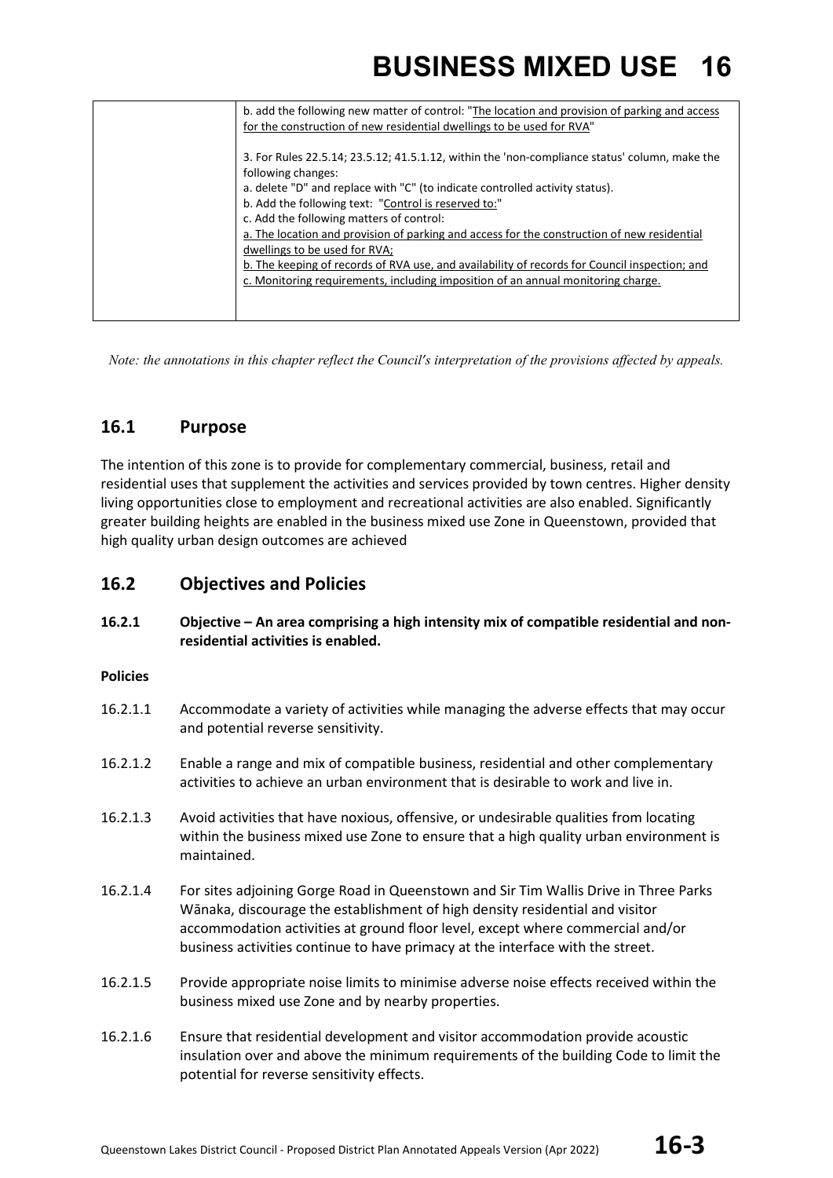| | b. add the following new matter of control: "The location and provision of parking and access for the construction of new residential dwellings to be used for RVA"<br><br>3. For Rules 22.5.14; 23.5.12; 41.5.1.12, within the 'non-compliance status' column, make the following changes:<br>a. delete "D" and replace with "C" (to indicate controlled activity status).<br>b. Add the following text: "Control is reserved to:"<br>c. Add the following matters of control:<br>a. The location and provision of parking and access for the construction of new residential dwellings to be used for RVA;<br>b. The keeping of records of RVA use, and availability of records for Council inspection; and<br>c. Monitoring requirements, including imposition of an annual monitoring charge. |
|---|---|

*Note: the annotations in this chapter reflect the Council's interpretation of the provisions affected by appeals.*

## 16.1 Purpose

The intention of this zone is to provide for complementary commercial, business, retail and residential uses that supplement the activities and services provided by town centres. Higher density living opportunities close to employment and recreational activities are also enabled. Significantly greater building heights are enabled in the business mixed use Zone in Queenstown, provided that high quality urban design outcomes are achieved

## 16.2 Objectives and Policies

**16.2.1 Objective – An area comprising a high intensity mix of compatible residential and non-residential activities is enabled.**

**Policies**

16.2.1.1 Accommodate a variety of activities while managing the adverse effects that may occur and potential reverse sensitivity.

16.2.1.2 Enable a range and mix of compatible business, residential and other complementary activities to achieve an urban environment that is desirable to work and live in.

16.2.1.3 Avoid activities that have noxious, offensive, or undesirable qualities from locating within the business mixed use Zone to ensure that a high quality urban environment is maintained.

16.2.1.4 For sites adjoining Gorge Road in Queenstown and Sir Tim Wallis Drive in Three Parks Wānaka, discourage the establishment of high density residential and visitor accommodation activities at ground floor level, except where commercial and/or business activities continue to have primacy at the interface with the street.

16.2.1.5 Provide appropriate noise limits to minimise adverse noise effects received within the business mixed use Zone and by nearby properties.

16.2.1.6 Ensure that residential development and visitor accommodation provide acoustic insulation over and above the minimum requirements of the building Code to limit the potential for reverse sensitivity effects.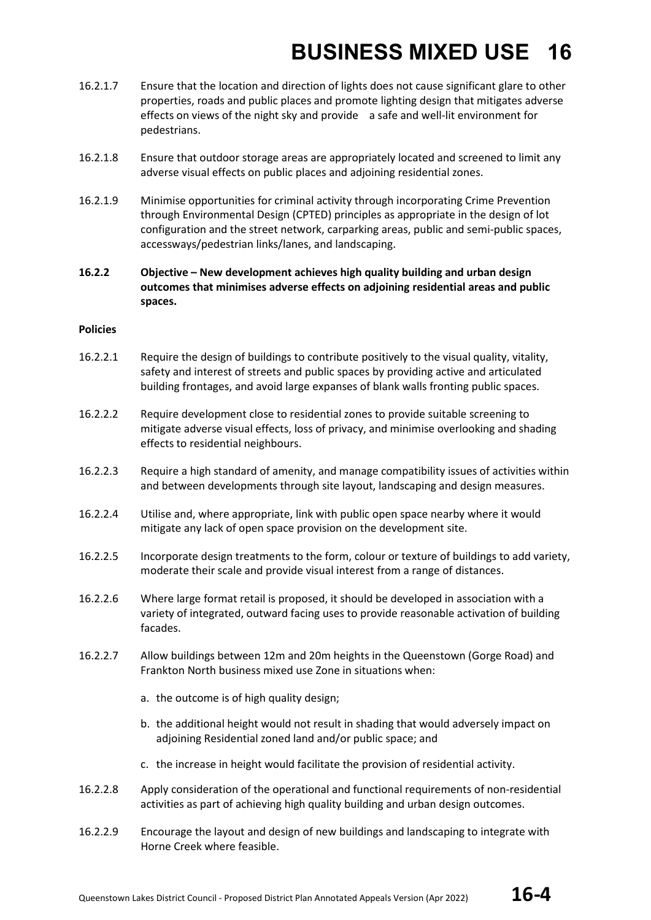16.2.1.7 Ensure that the location and direction of lights does not cause significant glare to other properties, roads and public places and promote lighting design that mitigates adverse effects on views of the night sky and provide a safe and well-lit environment for pedestrians.

16.2.1.8 Ensure that outdoor storage areas are appropriately located and screened to limit any adverse visual effects on public places and adjoining residential zones.

16.2.1.9 Minimise opportunities for criminal activity through incorporating Crime Prevention through Environmental Design (CPTED) principles as appropriate in the design of lot configuration and the street network, carparking areas, public and semi-public spaces, accessways/pedestrian links/lanes, and landscaping.

**16.2.2 Objective – New development achieves high quality building and urban design outcomes that minimises adverse effects on adjoining residential areas and public spaces.**

**Policies**

16.2.2.1 Require the design of buildings to contribute positively to the visual quality, vitality, safety and interest of streets and public spaces by providing active and articulated building frontages, and avoid large expanses of blank walls fronting public spaces.

16.2.2.2 Require development close to residential zones to provide suitable screening to mitigate adverse visual effects, loss of privacy, and minimise overlooking and shading effects to residential neighbours.

16.2.2.3 Require a high standard of amenity, and manage compatibility issues of activities within and between developments through site layout, landscaping and design measures.

16.2.2.4 Utilise and, where appropriate, link with public open space nearby where it would mitigate any lack of open space provision on the development site.

16.2.2.5 Incorporate design treatments to the form, colour or texture of buildings to add variety, moderate their scale and provide visual interest from a range of distances.

16.2.2.6 Where large format retail is proposed, it should be developed in association with a variety of integrated, outward facing uses to provide reasonable activation of building facades.

16.2.2.7 Allow buildings between 12m and 20m heights in the Queenstown (Gorge Road) and Frankton North business mixed use Zone in situations when:

a. the outcome is of high quality design;

b. the additional height would not result in shading that would adversely impact on adjoining Residential zoned land and/or public space; and

c. the increase in height would facilitate the provision of residential activity.

16.2.2.8 Apply consideration of the operational and functional requirements of non-residential activities as part of achieving high quality building and urban design outcomes.

16.2.2.9 Encourage the layout and design of new buildings and landscaping to integrate with Horne Creek where feasible.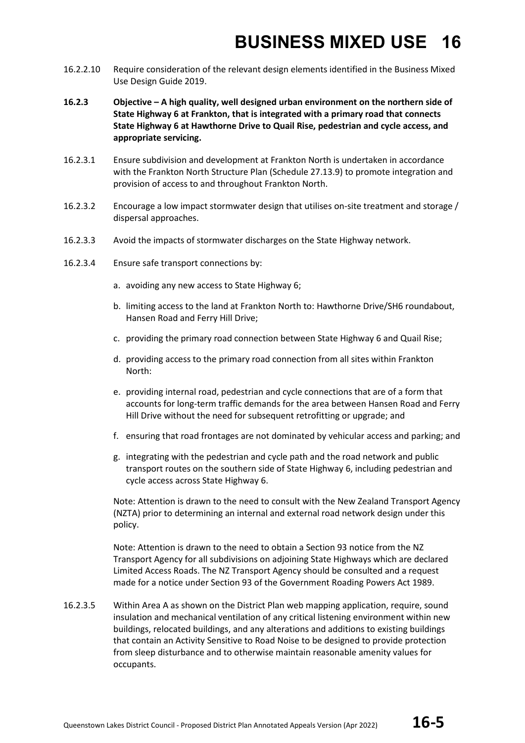16.2.2.10 Require consideration of the relevant design elements identified in the Business Mixed Use Design Guide 2019.

**16.2.3 Objective – A high quality, well designed urban environment on the northern side of State Highway 6 at Frankton, that is integrated with a primary road that connects State Highway 6 at Hawthorne Drive to Quail Rise, pedestrian and cycle access, and appropriate servicing.**

16.2.3.1 Ensure subdivision and development at Frankton North is undertaken in accordance with the Frankton North Structure Plan (Schedule 27.13.9) to promote integration and provision of access to and throughout Frankton North.

16.2.3.2 Encourage a low impact stormwater design that utilises on-site treatment and storage / dispersal approaches.

16.2.3.3 Avoid the impacts of stormwater discharges on the State Highway network.

16.2.3.4 Ensure safe transport connections by:

a. avoiding any new access to State Highway 6;

b. limiting access to the land at Frankton North to: Hawthorne Drive/SH6 roundabout, Hansen Road and Ferry Hill Drive;

c. providing the primary road connection between State Highway 6 and Quail Rise;

d. providing access to the primary road connection from all sites within Frankton North:

e. providing internal road, pedestrian and cycle connections that are of a form that accounts for long-term traffic demands for the area between Hansen Road and Ferry Hill Drive without the need for subsequent retrofitting or upgrade; and

f. ensuring that road frontages are not dominated by vehicular access and parking; and

g. integrating with the pedestrian and cycle path and the road network and public transport routes on the southern side of State Highway 6, including pedestrian and cycle access across State Highway 6.

Note: Attention is drawn to the need to consult with the New Zealand Transport Agency (NZTA) prior to determining an internal and external road network design under this policy.

Note: Attention is drawn to the need to obtain a Section 93 notice from the NZ Transport Agency for all subdivisions on adjoining State Highways which are declared Limited Access Roads. The NZ Transport Agency should be consulted and a request made for a notice under Section 93 of the Government Roading Powers Act 1989.

16.2.3.5 Within Area A as shown on the District Plan web mapping application, require, sound insulation and mechanical ventilation of any critical listening environment within new buildings, relocated buildings, and any alterations and additions to existing buildings that contain an Activity Sensitive to Road Noise to be designed to provide protection from sleep disturbance and to otherwise maintain reasonable amenity values for occupants.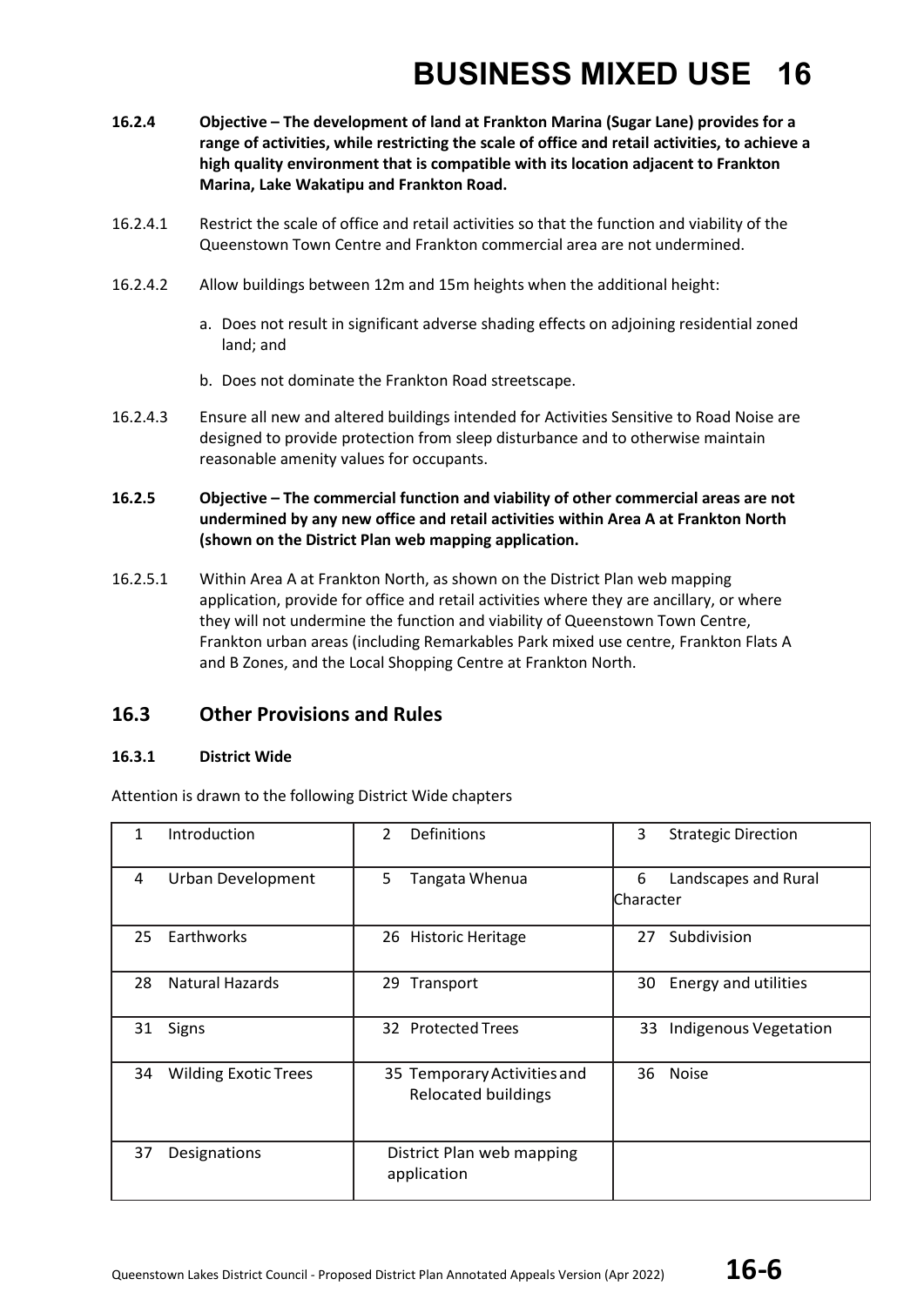**16.2.4 Objective – The development of land at Frankton Marina (Sugar Lane) provides for a range of activities, while restricting the scale of office and retail activities, to achieve a high quality environment that is compatible with its location adjacent to Frankton Marina, Lake Wakatipu and Frankton Road.**

16.2.4.1 Restrict the scale of office and retail activities so that the function and viability of the Queenstown Town Centre and Frankton commercial area are not undermined.

16.2.4.2 Allow buildings between 12m and 15m heights when the additional height:

a. Does not result in significant adverse shading effects on adjoining residential zoned land; and

b. Does not dominate the Frankton Road streetscape.

16.2.4.3 Ensure all new and altered buildings intended for Activities Sensitive to Road Noise are designed to provide protection from sleep disturbance and to otherwise maintain reasonable amenity values for occupants.

**16.2.5 Objective – The commercial function and viability of other commercial areas are not undermined by any new office and retail activities within Area A at Frankton North (shown on the District Plan web mapping application.**

16.2.5.1 Within Area A at Frankton North, as shown on the District Plan web mapping application, provide for office and retail activities where they are ancillary, or where they will not undermine the function and viability of Queenstown Town Centre, Frankton urban areas (including Remarkables Park mixed use centre, Frankton Flats A and B Zones, and the Local Shopping Centre at Frankton North.

## 16.3 Other Provisions and Rules

### 16.3.1 District Wide

Attention is drawn to the following District Wide chapters

| | | |
|---|---|---|
| 1 Introduction | 2 Definitions | 3 Strategic Direction |
| 4 Urban Development | 5 Tangata Whenua | 6 Landscapes and Rural Character |
| 25 Earthworks | 26 Historic Heritage | 27 Subdivision |
| 28 Natural Hazards | 29 Transport | 30 Energy and utilities |
| 31 Signs | 32 Protected Trees | 33 Indigenous Vegetation |
| 34 Wilding Exotic Trees | 35 Temporary Activities and Relocated buildings | 36 Noise |
| 37 Designations | District Plan web mapping application | |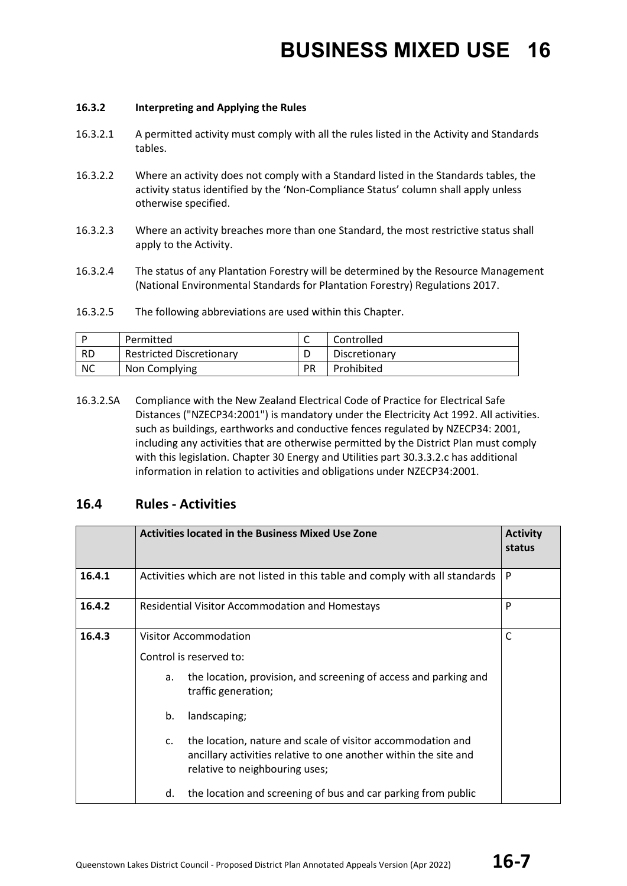#### 16.3.2 Interpreting and Applying the Rules

16.3.2.1 A permitted activity must comply with all the rules listed in the Activity and Standards tables.

16.3.2.2 Where an activity does not comply with a Standard listed in the Standards tables, the activity status identified by the 'Non-Compliance Status' column shall apply unless otherwise specified.

16.3.2.3 Where an activity breaches more than one Standard, the most restrictive status shall apply to the Activity.

16.3.2.4 The status of any Plantation Forestry will be determined by the Resource Management (National Environmental Standards for Plantation Forestry) Regulations 2017.

16.3.2.5 The following abbreviations are used within this Chapter.

| P | Permitted | C | Controlled |
|---|---|---|---|
| RD | Restricted Discretionary | D | Discretionary |
| NC | Non Complying | PR | Prohibited |

16.3.2.SA Compliance with the New Zealand Electrical Code of Practice for Electrical Safe Distances ("NZECP34:2001") is mandatory under the Electricity Act 1992. All activities. such as buildings, earthworks and conductive fences regulated by NZECP34: 2001, including any activities that are otherwise permitted by the District Plan must comply with this legislation. Chapter 30 Energy and Utilities part 30.3.3.2.c has additional information in relation to activities and obligations under NZECP34:2001.

## 16.4 Rules - Activities

| | **Activities located in the Business Mixed Use Zone** | **Activity status** |
|---|---|---|
| **16.4.1** | Activities which are not listed in this table and comply with all standards | P |
| **16.4.2** | Residential Visitor Accommodation and Homestays | P |
| **16.4.3** | Visitor Accommodation<br><br>Control is reserved to:<br><br>a. the location, provision, and screening of access and parking and traffic generation;<br><br>b. landscaping;<br><br>c. the location, nature and scale of visitor accommodation and ancillary activities relative to one another within the site and relative to neighbouring uses;<br><br>d. the location and screening of bus and car parking from public | C |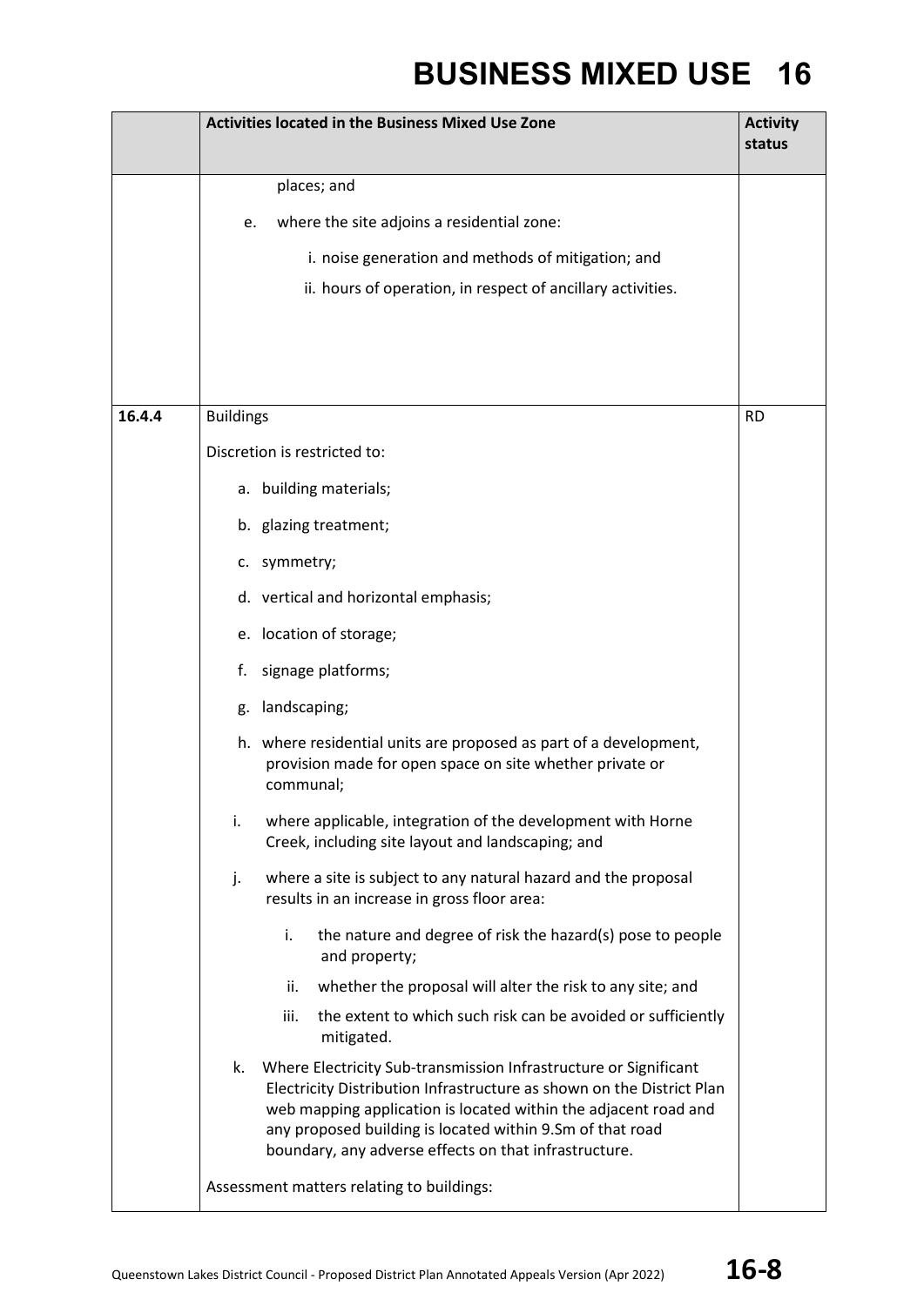# BUSINESS MIXED USE 16

| | Activities located in the Business Mixed Use Zone | Activity status |
|---|---|---|
| | places; and<br><br>e. where the site adjoins a residential zone:<br><br>i. noise generation and methods of mitigation; and<br><br>ii. hours of operation, in respect of ancillary activities. | |
| 16.4.4 | Buildings<br><br>Discretion is restricted to:<br><br>a. building materials;<br><br>b. glazing treatment;<br><br>c. symmetry;<br><br>d. vertical and horizontal emphasis;<br><br>e. location of storage;<br><br>f. signage platforms;<br><br>g. landscaping;<br><br>h. where residential units are proposed as part of a development, provision made for open space on site whether private or communal;<br><br>i. where applicable, integration of the development with Horne Creek, including site layout and landscaping; and<br><br>j. where a site is subject to any natural hazard and the proposal results in an increase in gross floor area:<br><br>i. the nature and degree of risk the hazard(s) pose to people and property;<br><br>ii. whether the proposal will alter the risk to any site; and<br><br>iii. the extent to which such risk can be avoided or sufficiently mitigated.<br><br>k. Where Electricity Sub-transmission Infrastructure or Significant Electricity Distribution Infrastructure as shown on the District Plan web mapping application is located within the adjacent road and any proposed building is located within 9.Sm of that road boundary, any adverse effects on that infrastructure.<br><br>Assessment matters relating to buildings: | RD |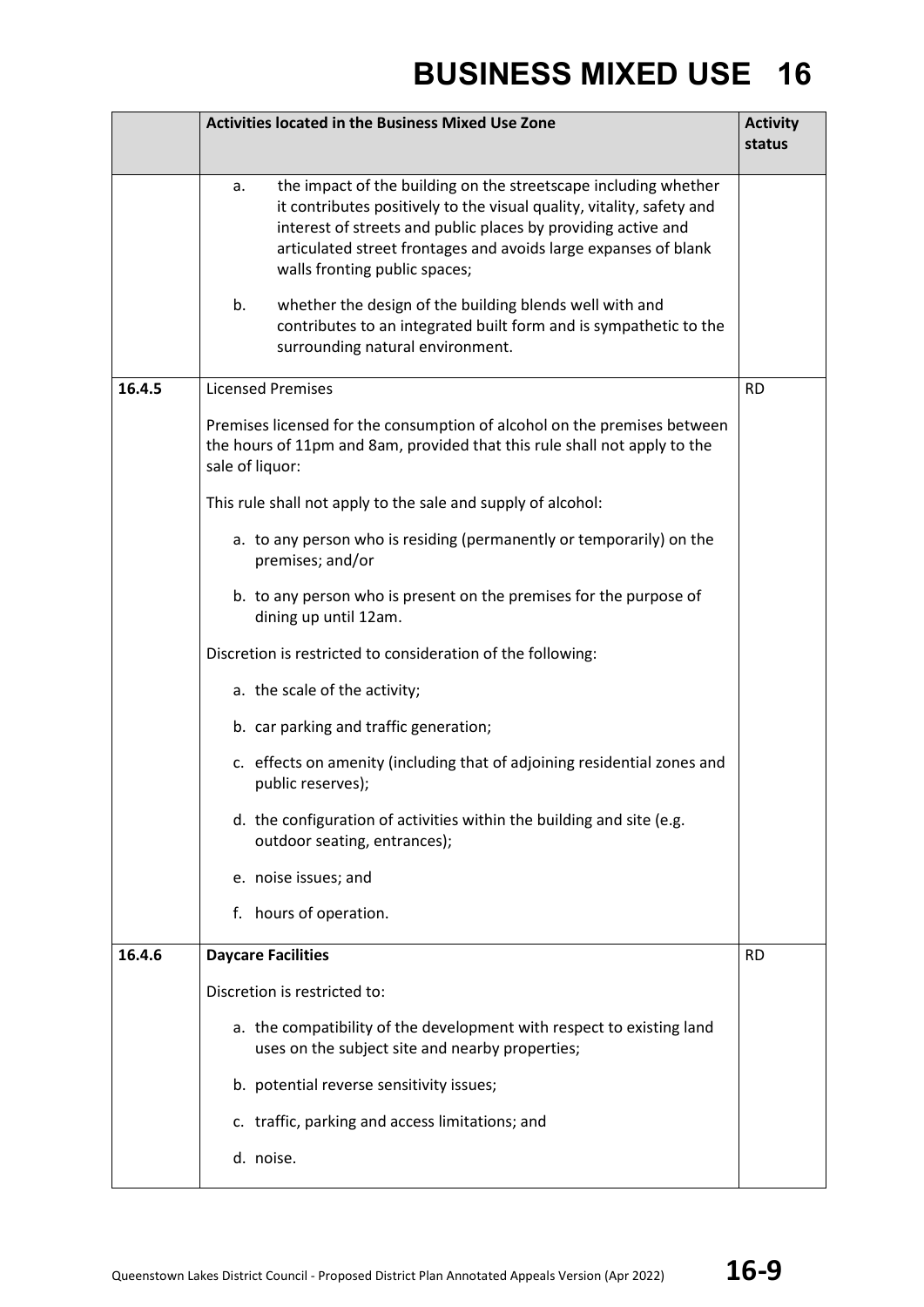# BUSINESS MIXED USE 16

| | Activities located in the Business Mixed Use Zone | Activity status |
|---|---|---|
| | a. the impact of the building on the streetscape including whether it contributes positively to the visual quality, vitality, safety and interest of streets and public places by providing active and articulated street frontages and avoids large expanses of blank walls fronting public spaces;<br><br>b. whether the design of the building blends well with and contributes to an integrated built form and is sympathetic to the surrounding natural environment. | |
| 16.4.5 | Licensed Premises<br><br>Premises licensed for the consumption of alcohol on the premises between the hours of 11pm and 8am, provided that this rule shall not apply to the sale of liquor:<br><br>This rule shall not apply to the sale and supply of alcohol:<br><br>a. to any person who is residing (permanently or temporarily) on the premises; and/or<br><br>b. to any person who is present on the premises for the purpose of dining up until 12am.<br><br>Discretion is restricted to consideration of the following:<br><br>a. the scale of the activity;<br><br>b. car parking and traffic generation;<br><br>c. effects on amenity (including that of adjoining residential zones and public reserves);<br><br>d. the configuration of activities within the building and site (e.g. outdoor seating, entrances);<br><br>e. noise issues; and<br><br>f. hours of operation. | RD |
| 16.4.6 | **Daycare Facilities**<br><br>Discretion is restricted to:<br><br>a. the compatibility of the development with respect to existing land uses on the subject site and nearby properties;<br><br>b. potential reverse sensitivity issues;<br><br>c. traffic, parking and access limitations; and<br><br>d. noise. | RD |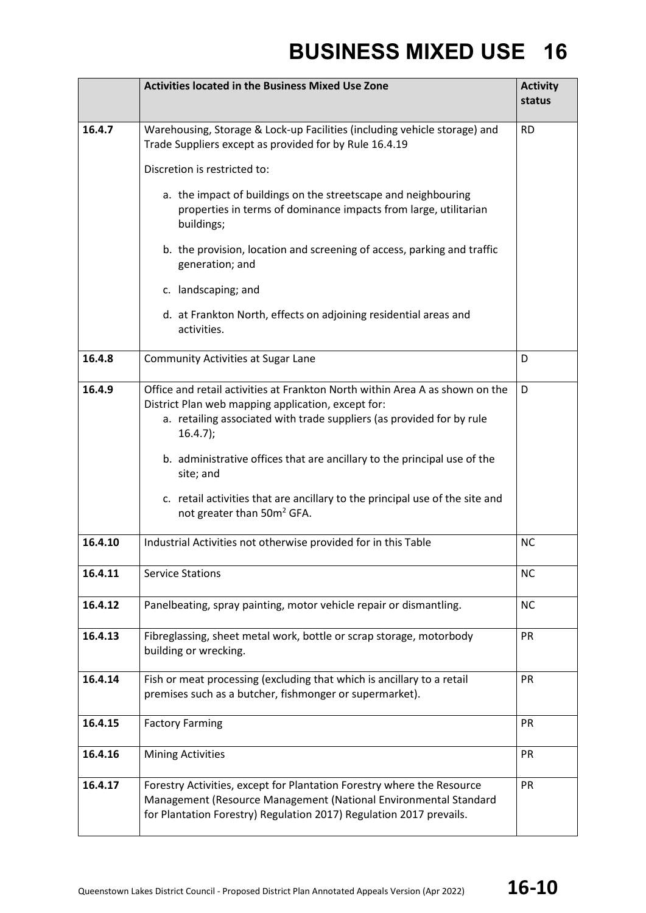| | Activities located in the Business Mixed Use Zone | Activity status |
|---|---|---|
| 16.4.7 | Warehousing, Storage & Lock-up Facilities (including vehicle storage) and Trade Suppliers except as provided for by Rule 16.4.19<br><br>Discretion is restricted to:<br><br>a. the impact of buildings on the streetscape and neighbouring properties in terms of dominance impacts from large, utilitarian buildings;<br><br>b. the provision, location and screening of access, parking and traffic generation; and<br><br>c. landscaping; and<br><br>d. at Frankton North, effects on adjoining residential areas and activities. | RD |
| 16.4.8 | Community Activities at Sugar Lane | D |
| 16.4.9 | Office and retail activities at Frankton North within Area A as shown on the District Plan web mapping application, except for:<br>a. retailing associated with trade suppliers (as provided for by rule 16.4.7);<br><br>b. administrative offices that are ancillary to the principal use of the site; and<br><br>c. retail activities that are ancillary to the principal use of the site and not greater than 50m² GFA. | D |
| 16.4.10 | Industrial Activities not otherwise provided for in this Table | NC |
| 16.4.11 | Service Stations | NC |
| 16.4.12 | Panelbeating, spray painting, motor vehicle repair or dismantling. | NC |
| 16.4.13 | Fibreglassing, sheet metal work, bottle or scrap storage, motorbody building or wrecking. | PR |
| 16.4.14 | Fish or meat processing (excluding that which is ancillary to a retail premises such as a butcher, fishmonger or supermarket). | PR |
| 16.4.15 | Factory Farming | PR |
| 16.4.16 | Mining Activities | PR |
| 16.4.17 | Forestry Activities, except for Plantation Forestry where the Resource Management (Resource Management (National Environmental Standard for Plantation Forestry) Regulation 2017) Regulation 2017 prevails. | PR |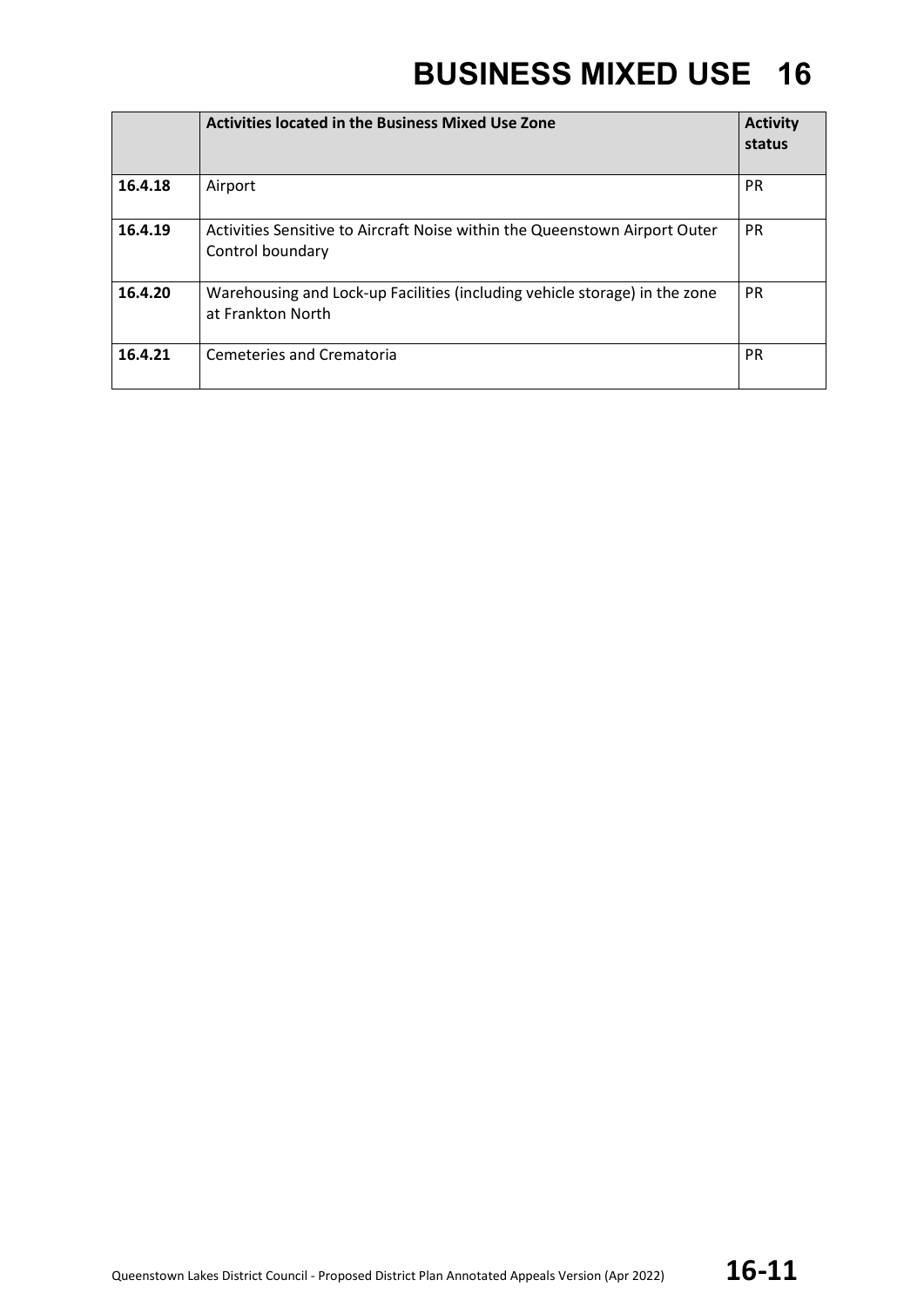| | Activities located in the Business Mixed Use Zone | Activity status |
|---|---|---|
| **16.4.18** | Airport | PR |
| **16.4.19** | Activities Sensitive to Aircraft Noise within the Queenstown Airport Outer Control boundary | PR |
| **16.4.20** | Warehousing and Lock-up Facilities (including vehicle storage) in the zone at Frankton North | PR |
| **16.4.21** | Cemeteries and Crematoria | PR |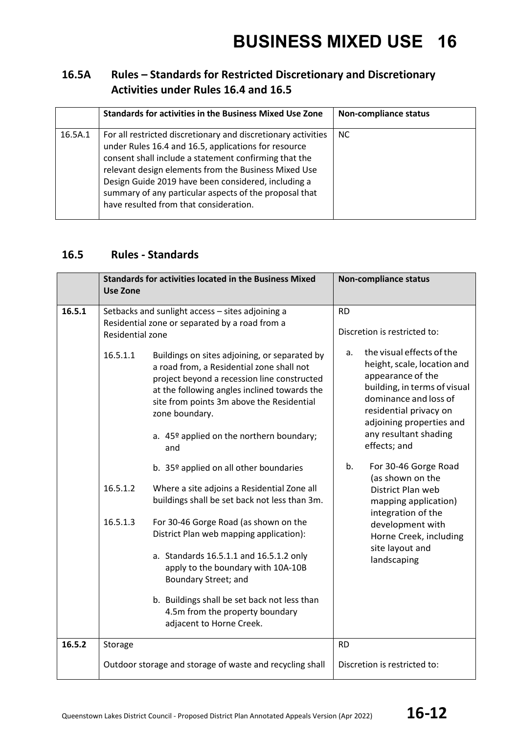## 16.5A Rules – Standards for Restricted Discretionary and Discretionary Activities under Rules 16.4 and 16.5

| | Standards for activities in the Business Mixed Use Zone | Non-compliance status |
|---|---|---|
| 16.5A.1 | For all restricted discretionary and discretionary activities under Rules 16.4 and 16.5, applications for resource consent shall include a statement confirming that the relevant design elements from the Business Mixed Use Design Guide 2019 have been considered, including a summary of any particular aspects of the proposal that have resulted from that consideration. | NC |

## 16.5 Rules - Standards

| | Standards for activities located in the Business Mixed Use Zone | Non-compliance status |
|---|---|---|
| **16.5.1** | Setbacks and sunlight access – sites adjoining a Residential zone or separated by a road from a Residential zone<br><br>16.5.1.1 Buildings on sites adjoining, or separated by a road from, a Residential zone shall not project beyond a recession line constructed at the following angles inclined towards the site from points 3m above the Residential zone boundary.<br>a. 45º applied on the northern boundary; and<br>b. 35º applied on all other boundaries<br><br>16.5.1.2 Where a site adjoins a Residential Zone all buildings shall be set back not less than 3m.<br><br>16.5.1.3 For 30-46 Gorge Road (as shown on the District Plan web mapping application):<br>a. Standards 16.5.1.1 and 16.5.1.2 only apply to the boundary with 10A-10B Boundary Street; and<br>b. Buildings shall be set back not less than 4.5m from the property boundary adjacent to Horne Creek. | RD<br><br>Discretion is restricted to:<br><br>a. the visual effects of the height, scale, location and appearance of the building, in terms of visual dominance and loss of residential privacy on adjoining properties and any resultant shading effects; and<br><br>b. For 30-46 Gorge Road (as shown on the District Plan web mapping application) integration of the development with Horne Creek, including site layout and landscaping |
| **16.5.2** | Storage<br><br>Outdoor storage and storage of waste and recycling shall | RD<br><br>Discretion is restricted to: |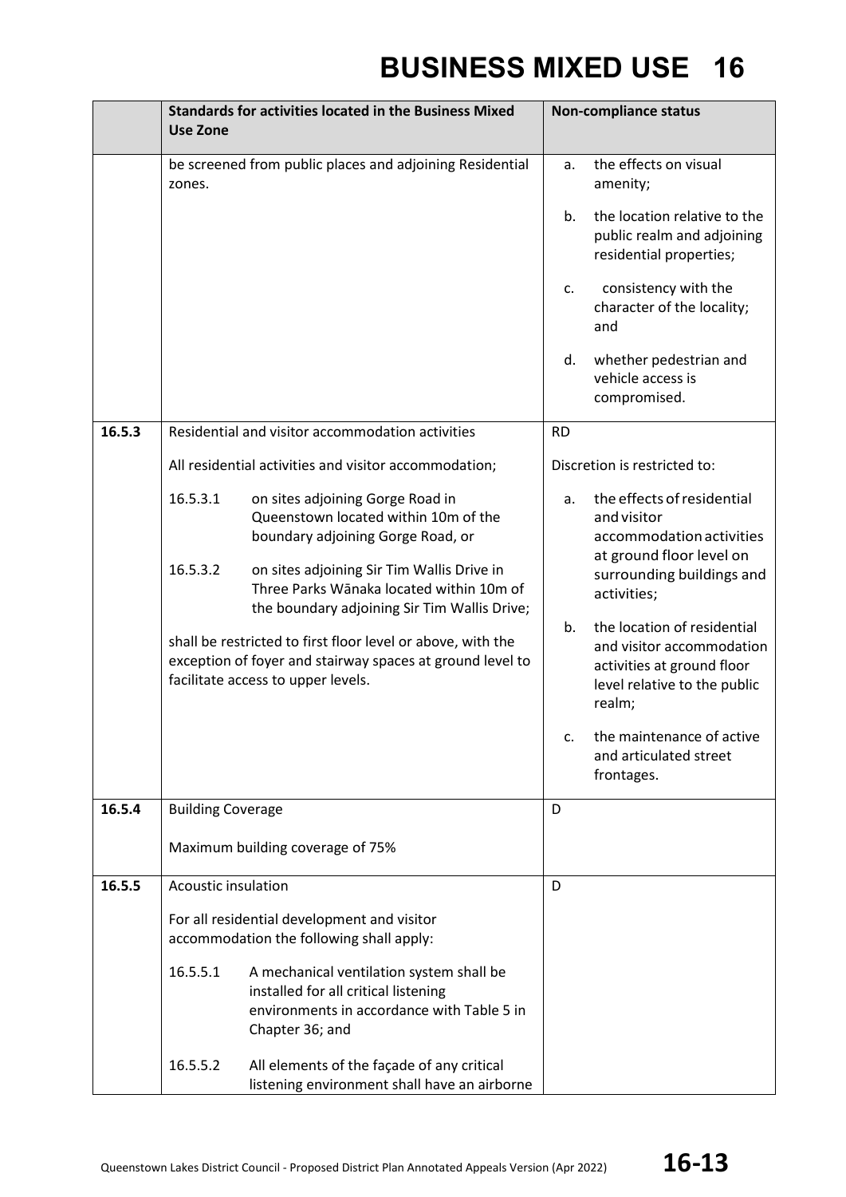# BUSINESS MIXED USE 16

| | Standards for activities located in the Business Mixed Use Zone | Non-compliance status |
|---|---|---|
| | be screened from public places and adjoining Residential zones. | a. the effects on visual amenity;<br><br>b. the location relative to the public realm and adjoining residential properties;<br><br>c. consistency with the character of the locality; and<br><br>d. whether pedestrian and vehicle access is compromised. |
| **16.5.3** | Residential and visitor accommodation activities<br><br>All residential activities and visitor accommodation;<br><br>16.5.3.1 on sites adjoining Gorge Road in Queenstown located within 10m of the boundary adjoining Gorge Road, or<br><br>16.5.3.2 on sites adjoining Sir Tim Wallis Drive in Three Parks Wānaka located within 10m of the boundary adjoining Sir Tim Wallis Drive;<br><br>shall be restricted to first floor level or above, with the exception of foyer and stairway spaces at ground level to facilitate access to upper levels. | RD<br><br>Discretion is restricted to:<br><br>a. the effects of residential and visitor accommodation activities at ground floor level on surrounding buildings and activities;<br><br>b. the location of residential and visitor accommodation activities at ground floor level relative to the public realm;<br><br>c. the maintenance of active and articulated street frontages. |
| **16.5.4** | Building Coverage<br><br>Maximum building coverage of 75% | D |
| **16.5.5** | Acoustic insulation<br><br>For all residential development and visitor accommodation the following shall apply:<br><br>16.5.5.1 A mechanical ventilation system shall be installed for all critical listening environments in accordance with Table 5 in Chapter 36; and<br><br>16.5.5.2 All elements of the façade of any critical listening environment shall have an airborne | D |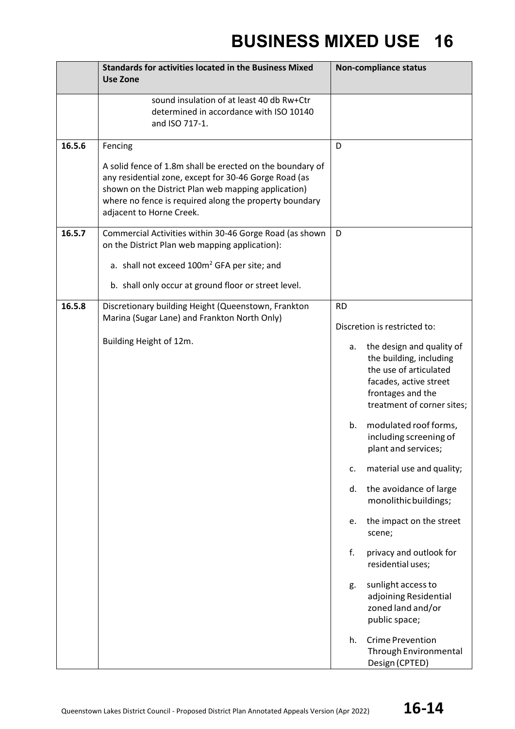| | Standards for activities located in the Business Mixed Use Zone | Non-compliance status |
|---|---|---|
| | sound insulation of at least 40 db Rw+Ctr determined in accordance with ISO 10140 and ISO 717-1. | |
| 16.5.6 | Fencing<br><br>A solid fence of 1.8m shall be erected on the boundary of any residential zone, except for 30-46 Gorge Road (as shown on the District Plan web mapping application) where no fence is required along the property boundary adjacent to Horne Creek. | D |
| 16.5.7 | Commercial Activities within 30-46 Gorge Road (as shown on the District Plan web mapping application):<br><br>a. shall not exceed 100m$^2$ GFA per site; and<br><br>b. shall only occur at ground floor or street level. | D |
| 16.5.8 | Discretionary building Height (Queenstown, Frankton Marina (Sugar Lane) and Frankton North Only)<br><br>Building Height of 12m. | RD<br><br>Discretion is restricted to:<br><br>a. the design and quality of the building, including the use of articulated facades, active street frontages and the treatment of corner sites;<br><br>b. modulated roof forms, including screening of plant and services;<br><br>c. material use and quality;<br><br>d. the avoidance of large monolithic buildings;<br><br>e. the impact on the street scene;<br><br>f. privacy and outlook for residential uses;<br><br>g. sunlight access to adjoining Residential zoned land and/or public space;<br><br>h. Crime Prevention Through Environmental Design (CPTED) |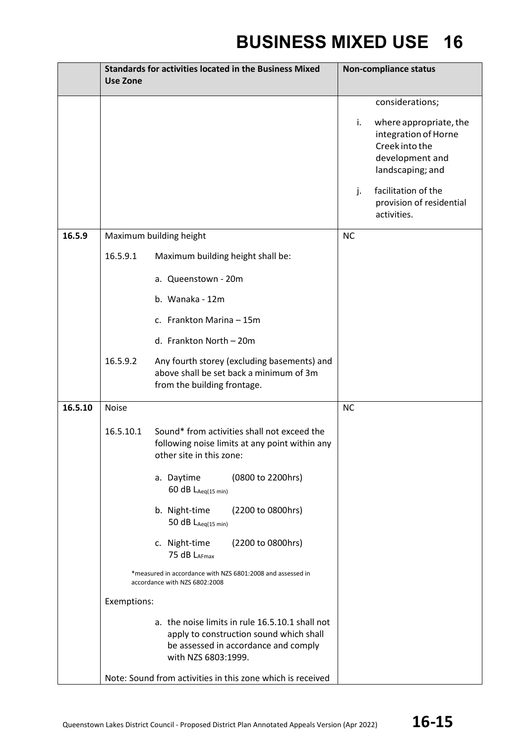| | Standards for activities located in the Business Mixed Use Zone | Non-compliance status |
|---|---|---|
| | | considerations;<br><br>i. where appropriate, the integration of Horne Creek into the development and landscaping; and<br><br>j. facilitation of the provision of residential activities. |
| **16.5.9** | Maximum building height<br><br>16.5.9.1 Maximum building height shall be:<br><br>a. Queenstown - 20m<br><br>b. Wanaka - 12m<br><br>c. Frankton Marina – 15m<br><br>d. Frankton North – 20m<br><br>16.5.9.2 Any fourth storey (excluding basements) and above shall be set back a minimum of 3m from the building frontage. | NC |
| **16.5.10** | Noise<br><br>16.5.10.1 Sound* from activities shall not exceed the following noise limits at any point within any other site in this zone:<br><br>a. Daytime (0800 to 2200hrs) 60 dB $L_{Aeq(15\ min)}$<br><br>b. Night-time (2200 to 0800hrs) 50 dB $L_{Aeq(15\ min)}$<br><br>c. Night-time (2200 to 0800hrs) 75 dB $L_{AFmax}$<br><br>*measured in accordance with NZS 6801:2008 and assessed in accordance with NZS 6802:2008<br><br>Exemptions:<br><br>a. the noise limits in rule 16.5.10.1 shall not apply to construction sound which shall be assessed in accordance and comply with NZS 6803:1999.<br><br>Note: Sound from activities in this zone which is received | NC |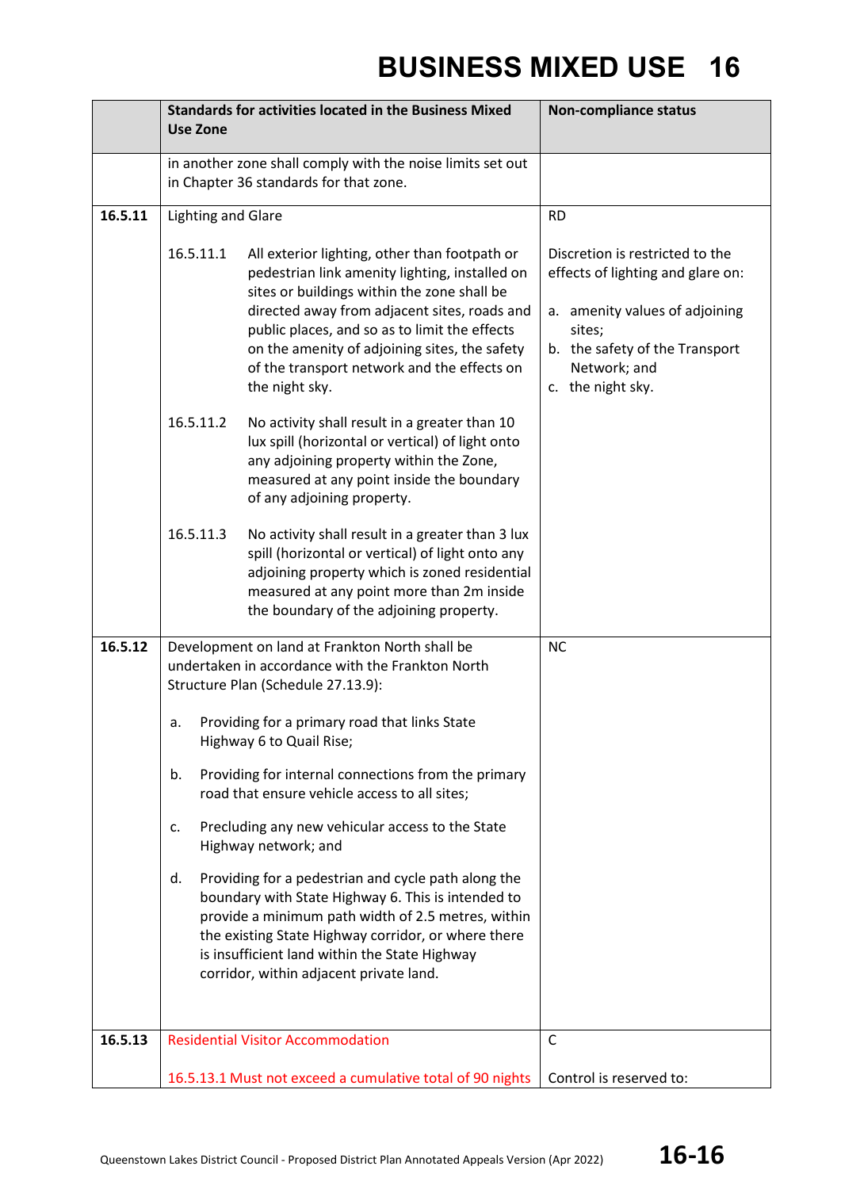# BUSINESS MIXED USE 16

| | Standards for activities located in the Business Mixed Use Zone | Non-compliance status |
|---|---|---|
| | in another zone shall comply with the noise limits set out in Chapter 36 standards for that zone. | |
| **16.5.11** | Lighting and Glare<br><br>16.5.11.1 All exterior lighting, other than footpath or pedestrian link amenity lighting, installed on sites or buildings within the zone shall be directed away from adjacent sites, roads and public places, and so as to limit the effects on the amenity of adjoining sites, the safety of the transport network and the effects on the night sky.<br><br>16.5.11.2 No activity shall result in a greater than 10 lux spill (horizontal or vertical) of light onto any adjoining property within the Zone, measured at any point inside the boundary of any adjoining property.<br><br>16.5.11.3 No activity shall result in a greater than 3 lux spill (horizontal or vertical) of light onto any adjoining property which is zoned residential measured at any point more than 2m inside the boundary of the adjoining property. | RD<br><br>Discretion is restricted to the effects of lighting and glare on:<br><br>a. amenity values of adjoining sites;<br>b. the safety of the Transport Network; and<br>c. the night sky. |
| **16.5.12** | Development on land at Frankton North shall be undertaken in accordance with the Frankton North Structure Plan (Schedule 27.13.9):<br><br>a. Providing for a primary road that links State Highway 6 to Quail Rise;<br><br>b. Providing for internal connections from the primary road that ensure vehicle access to all sites;<br><br>c. Precluding any new vehicular access to the State Highway network; and<br><br>d. Providing for a pedestrian and cycle path along the boundary with State Highway 6. This is intended to provide a minimum path width of 2.5 metres, within the existing State Highway corridor, or where there is insufficient land within the State Highway corridor, within adjacent private land. | NC |
| **16.5.13** | Residential Visitor Accommodation<br><br>16.5.13.1 Must not exceed a cumulative total of 90 nights | C<br><br>Control is reserved to: |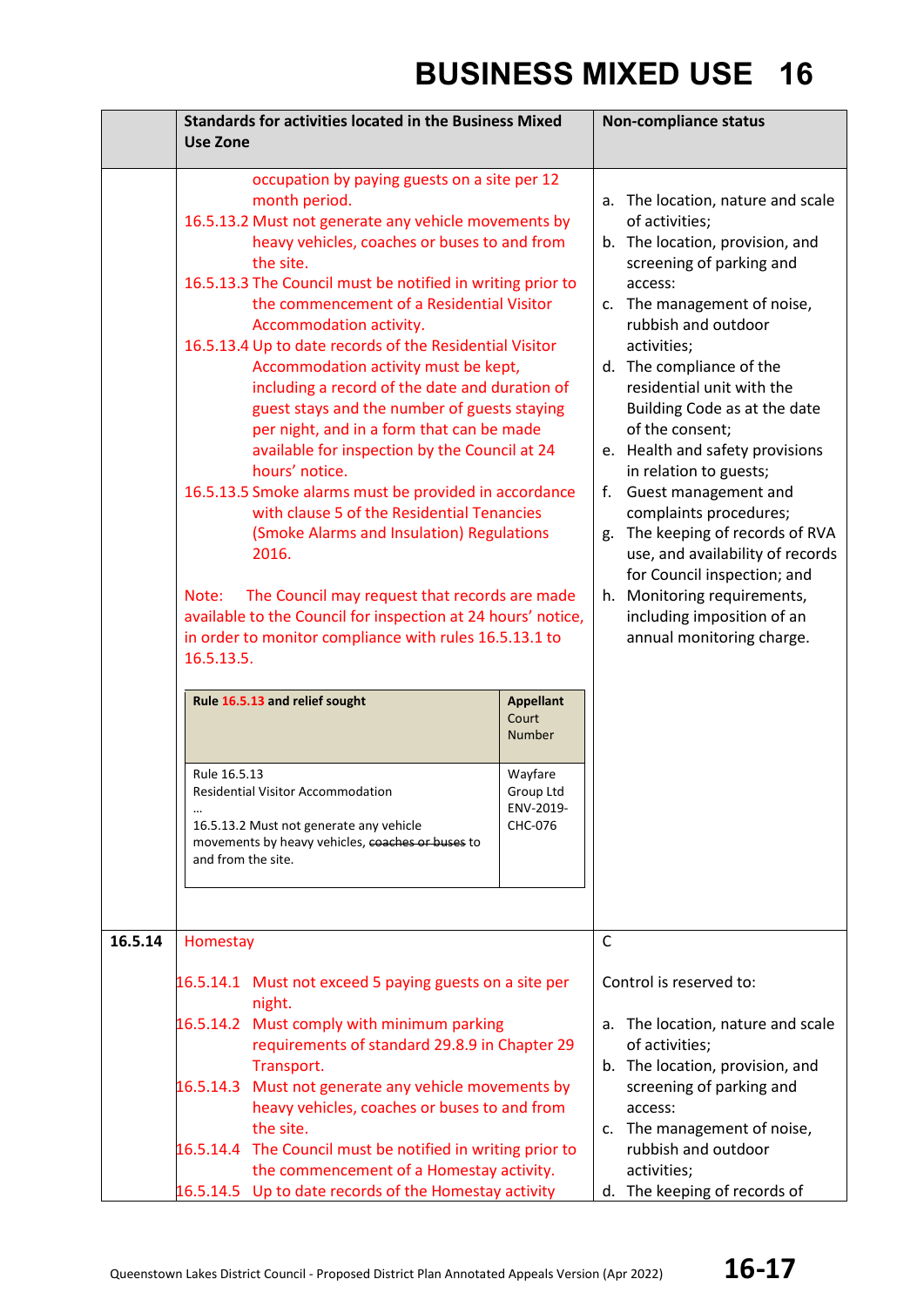# BUSINESS MIXED USE 16

| | Standards for activities located in the Business Mixed Use Zone | Non-compliance status |
|---|---|---|
| | occupation by paying guests on a site per 12 month period.<br>16.5.13.2 Must not generate any vehicle movements by heavy vehicles, coaches or buses to and from the site.<br>16.5.13.3 The Council must be notified in writing prior to the commencement of a Residential Visitor Accommodation activity.<br>16.5.13.4 Up to date records of the Residential Visitor Accommodation activity must be kept, including a record of the date and duration of guest stays and the number of guests staying per night, and in a form that can be made available for inspection by the Council at 24 hours' notice.<br>16.5.13.5 Smoke alarms must be provided in accordance with clause 5 of the Residential Tenancies (Smoke Alarms and Insulation) Regulations 2016.<br><br>Note: The Council may request that records are made available to the Council for inspection at 24 hours' notice, in order to monitor compliance with rules 16.5.13.1 to 16.5.13.5.<br><br>**Rule 16.5.13 and relief sought** / **Appellant** Court Number:<br>Rule 16.5.13 Residential Visitor Accommodation … 16.5.13.2 Must not generate any vehicle movements by heavy vehicles, ~~coaches or buses~~ to and from the site. — Wayfare Group Ltd ENV-2019-CHC-076 | a. The location, nature and scale of activities;<br>b. The location, provision, and screening of parking and access:<br>c. The management of noise, rubbish and outdoor activities;<br>d. The compliance of the residential unit with the Building Code as at the date of the consent;<br>e. Health and safety provisions in relation to guests;<br>f. Guest management and complaints procedures;<br>g. The keeping of records of RVA use, and availability of records for Council inspection; and<br>h. Monitoring requirements, including imposition of an annual monitoring charge. |
| **16.5.14** | Homestay<br><br>16.5.14.1 Must not exceed 5 paying guests on a site per night.<br>16.5.14.2 Must comply with minimum parking requirements of standard 29.8.9 in Chapter 29 Transport.<br>16.5.14.3 Must not generate any vehicle movements by heavy vehicles, coaches or buses to and from the site.<br>16.5.14.4 The Council must be notified in writing prior to the commencement of a Homestay activity.<br>16.5.14.5 Up to date records of the Homestay activity | C<br><br>Control is reserved to:<br><br>a. The location, nature and scale of activities;<br>b. The location, provision, and screening of parking and access:<br>c. The management of noise, rubbish and outdoor activities;<br>d. The keeping of records of |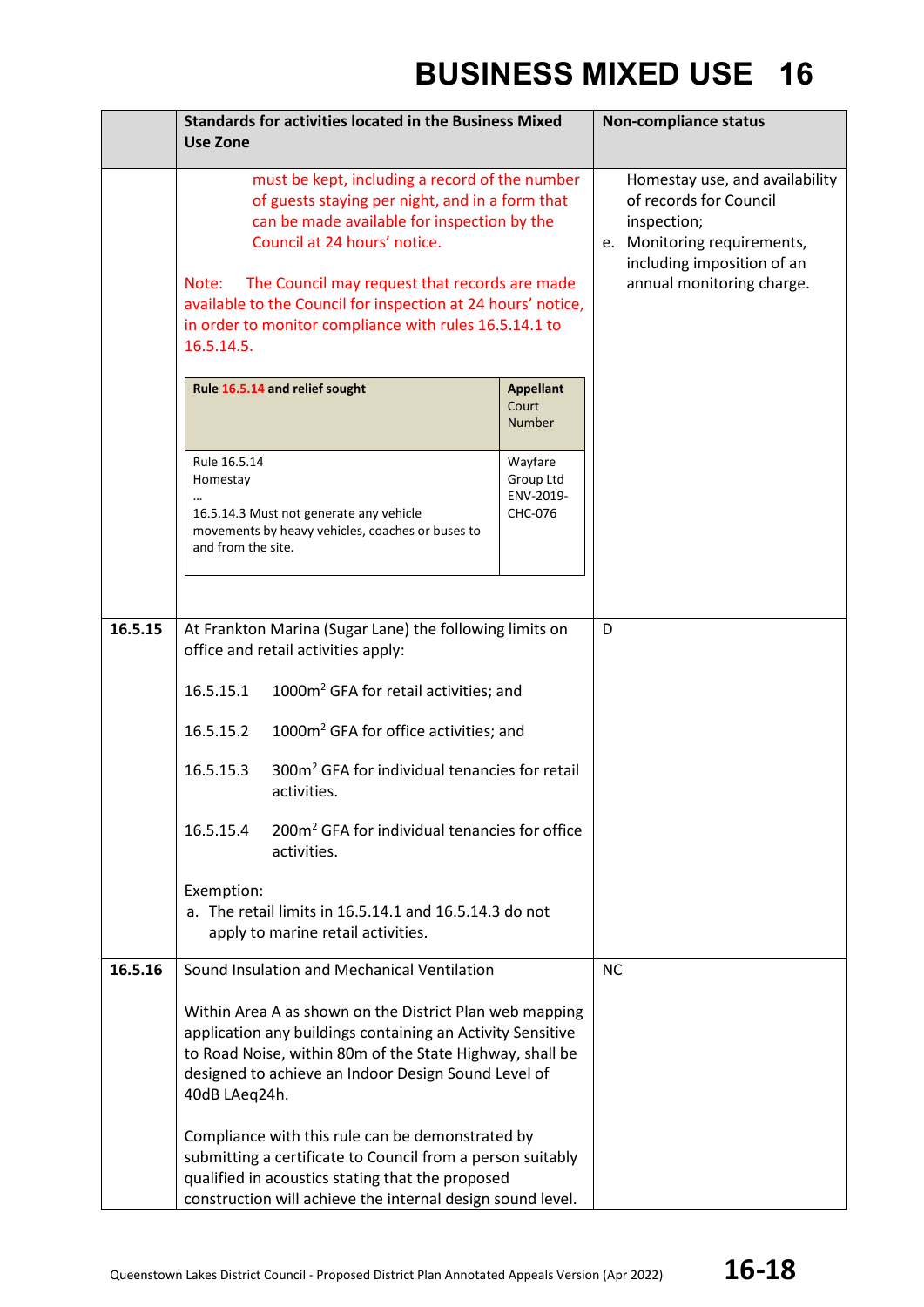# BUSINESS MIXED USE 16

| | Standards for activities located in the Business Mixed Use Zone | Non-compliance status |
|---|---|---|
| | must be kept, including a record of the number of guests staying per night, and in a form that can be made available for inspection by the Council at 24 hours' notice.<br><br>Note: The Council may request that records are made available to the Council for inspection at 24 hours' notice, in order to monitor compliance with rules 16.5.14.1 to 16.5.14.5.<br><br>**Rule 16.5.14 and relief sought** — **Appellant** Court Number<br><br>Rule 16.5.14 Homestay … 16.5.14.3 Must not generate any vehicle movements by heavy vehicles, ~~coaches or buses~~ to and from the site. — Wayfare Group Ltd ENV-2019-CHC-076 | Homestay use, and availability of records for Council inspection;<br>e. Monitoring requirements, including imposition of an annual monitoring charge. |
| **16.5.15** | At Frankton Marina (Sugar Lane) the following limits on office and retail activities apply:<br><br>16.5.15.1 1000m² GFA for retail activities; and<br><br>16.5.15.2 1000m² GFA for office activities; and<br><br>16.5.15.3 300m² GFA for individual tenancies for retail activities.<br><br>16.5.15.4 200m² GFA for individual tenancies for office activities.<br><br>Exemption:<br>a. The retail limits in 16.5.14.1 and 16.5.14.3 do not apply to marine retail activities. | D |
| **16.5.16** | Sound Insulation and Mechanical Ventilation<br><br>Within Area A as shown on the District Plan web mapping application any buildings containing an Activity Sensitive to Road Noise, within 80m of the State Highway, shall be designed to achieve an Indoor Design Sound Level of 40dB LAeq24h.<br><br>Compliance with this rule can be demonstrated by submitting a certificate to Council from a person suitably qualified in acoustics stating that the proposed construction will achieve the internal design sound level. | NC |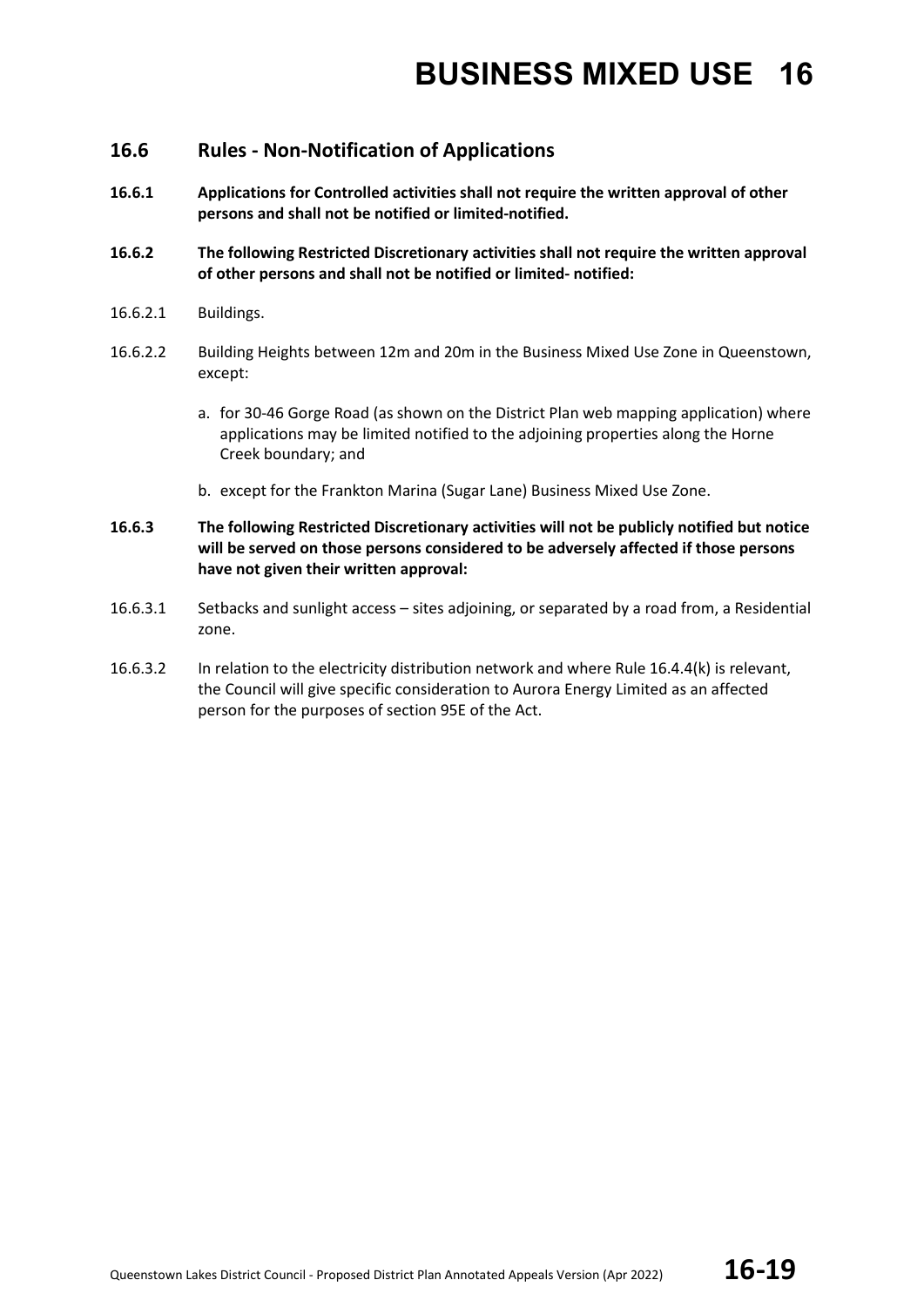## 16.6 Rules - Non-Notification of Applications

**16.6.1 Applications for Controlled activities shall not require the written approval of other persons and shall not be notified or limited-notified.**

**16.6.2 The following Restricted Discretionary activities shall not require the written approval of other persons and shall not be notified or limited- notified:**

16.6.2.1 Buildings.

16.6.2.2 Building Heights between 12m and 20m in the Business Mixed Use Zone in Queenstown, except:

a. for 30-46 Gorge Road (as shown on the District Plan web mapping application) where applications may be limited notified to the adjoining properties along the Horne Creek boundary; and

b. except for the Frankton Marina (Sugar Lane) Business Mixed Use Zone.

**16.6.3 The following Restricted Discretionary activities will not be publicly notified but notice will be served on those persons considered to be adversely affected if those persons have not given their written approval:**

16.6.3.1 Setbacks and sunlight access – sites adjoining, or separated by a road from, a Residential zone.

16.6.3.2 In relation to the electricity distribution network and where Rule 16.4.4(k) is relevant, the Council will give specific consideration to Aurora Energy Limited as an affected person for the purposes of section 95E of the Act.